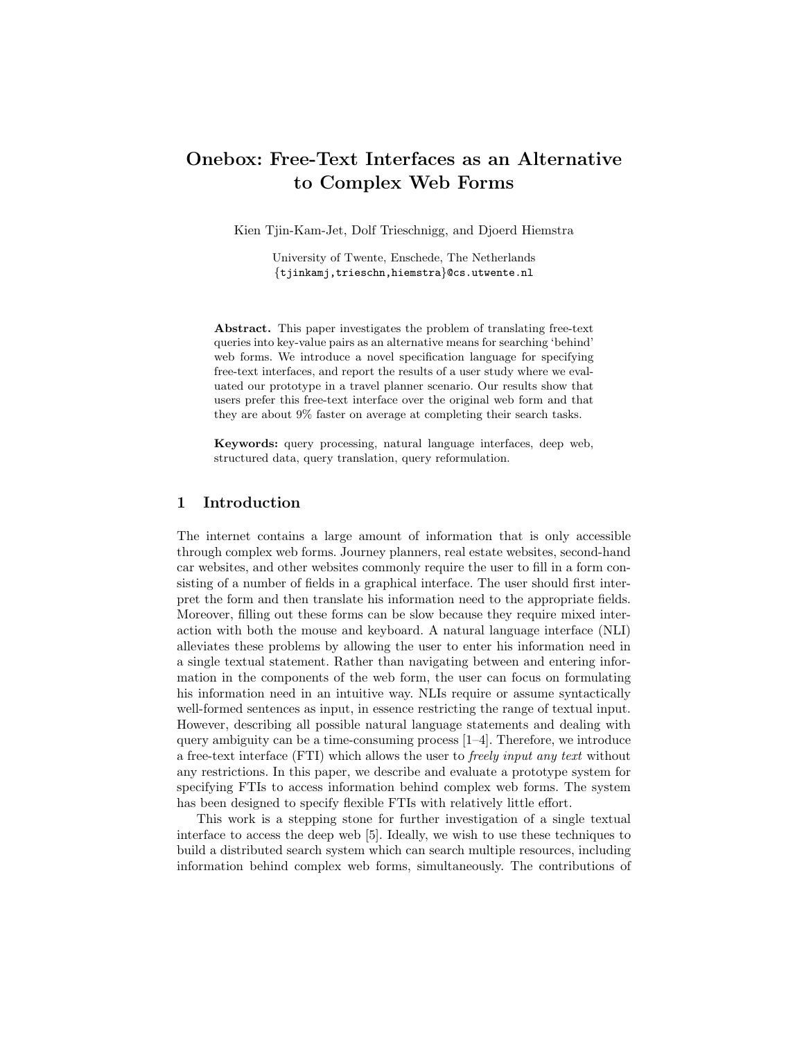# Onebox: Free-Text Interfaces as an Alternative to Complex Web Forms

Kien Tjin-Kam-Jet, Dolf Trieschnigg, and Djoerd Hiemstra

University of Twente, Enschede, The Netherlands
{tjinkamj,trieschn,hiemstra}@cs.utwente.nl

**Abstract.** This paper investigates the problem of translating free-text queries into key-value pairs as an alternative means for searching 'behind' web forms. We introduce a novel specification language for specifying free-text interfaces, and report the results of a user study where we evaluated our prototype in a travel planner scenario. Our results show that users prefer this free-text interface over the original web form and that they are about 9% faster on average at completing their search tasks.

**Keywords:** query processing, natural language interfaces, deep web, structured data, query translation, query reformulation.

## 1 Introduction

The internet contains a large amount of information that is only accessible through complex web forms. Journey planners, real estate websites, second-hand car websites, and other websites commonly require the user to fill in a form consisting of a number of fields in a graphical interface. The user should first interpret the form and then translate his information need to the appropriate fields. Moreover, filling out these forms can be slow because they require mixed interaction with both the mouse and keyboard. A natural language interface (NLI) alleviates these problems by allowing the user to enter his information need in a single textual statement. Rather than navigating between and entering information in the components of the web form, the user can focus on formulating his information need in an intuitive way. NLIs require or assume syntactically well-formed sentences as input, in essence restricting the range of textual input. However, describing all possible natural language statements and dealing with query ambiguity can be a time-consuming process [1–4]. Therefore, we introduce a free-text interface (FTI) which allows the user to *freely input any text* without any restrictions. In this paper, we describe and evaluate a prototype system for specifying FTIs to access information behind complex web forms. The system has been designed to specify flexible FTIs with relatively little effort.

This work is a stepping stone for further investigation of a single textual interface to access the deep web [5]. Ideally, we wish to use these techniques to build a distributed search system which can search multiple resources, including information behind complex web forms, simultaneously. The contributions of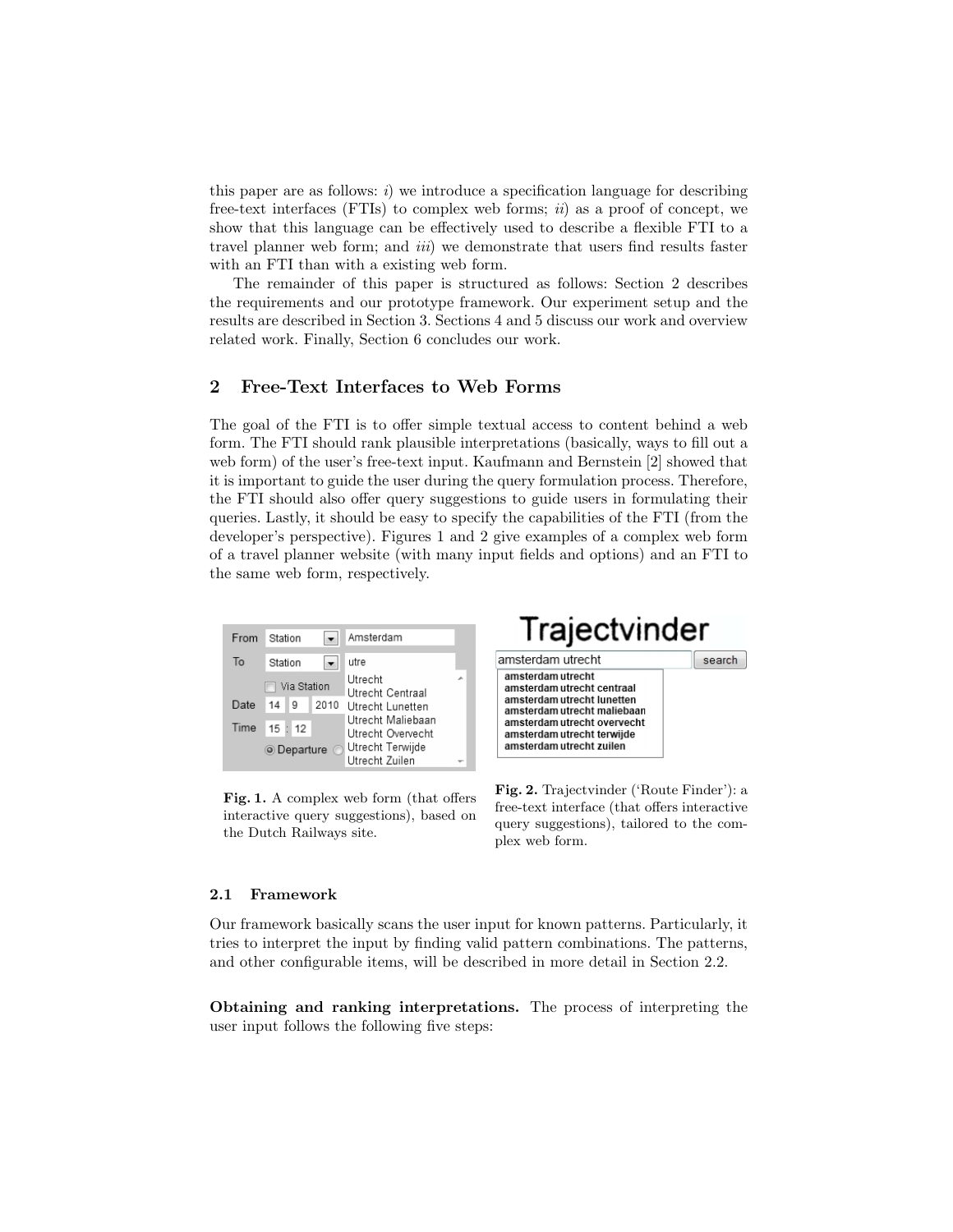this paper are as follows: *i)* we introduce a specification language for describing free-text interfaces (FTIs) to complex web forms; *ii)* as a proof of concept, we show that this language can be effectively used to describe a flexible FTI to a travel planner web form; and *iii)* we demonstrate that users find results faster with an FTI than with a existing web form.

The remainder of this paper is structured as follows: Section 2 describes the requirements and our prototype framework. Our experiment setup and the results are described in Section 3. Sections 4 and 5 discuss our work and overview related work. Finally, Section 6 concludes our work.

## 2 Free-Text Interfaces to Web Forms

The goal of the FTI is to offer simple textual access to content behind a web form. The FTI should rank plausible interpretations (basically, ways to fill out a web form) of the user's free-text input. Kaufmann and Bernstein [2] showed that it is important to guide the user during the query formulation process. Therefore, the FTI should also offer query suggestions to guide users in formulating their queries. Lastly, it should be easy to specify the capabilities of the FTI (from the developer's perspective). Figures 1 and 2 give examples of a complex web form of a travel planner website (with many input fields and options) and an FTI to the same web form, respectively.

**Fig. 1.** A complex web form (that offers interactive query suggestions), based on the Dutch Railways site.

**Fig. 2.** Trajectvinder ('Route Finder'): a free-text interface (that offers interactive query suggestions), tailored to the complex web form.

### 2.1 Framework

Our framework basically scans the user input for known patterns. Particularly, it tries to interpret the input by finding valid pattern combinations. The patterns, and other configurable items, will be described in more detail in Section 2.2.

**Obtaining and ranking interpretations.** The process of interpreting the user input follows the following five steps: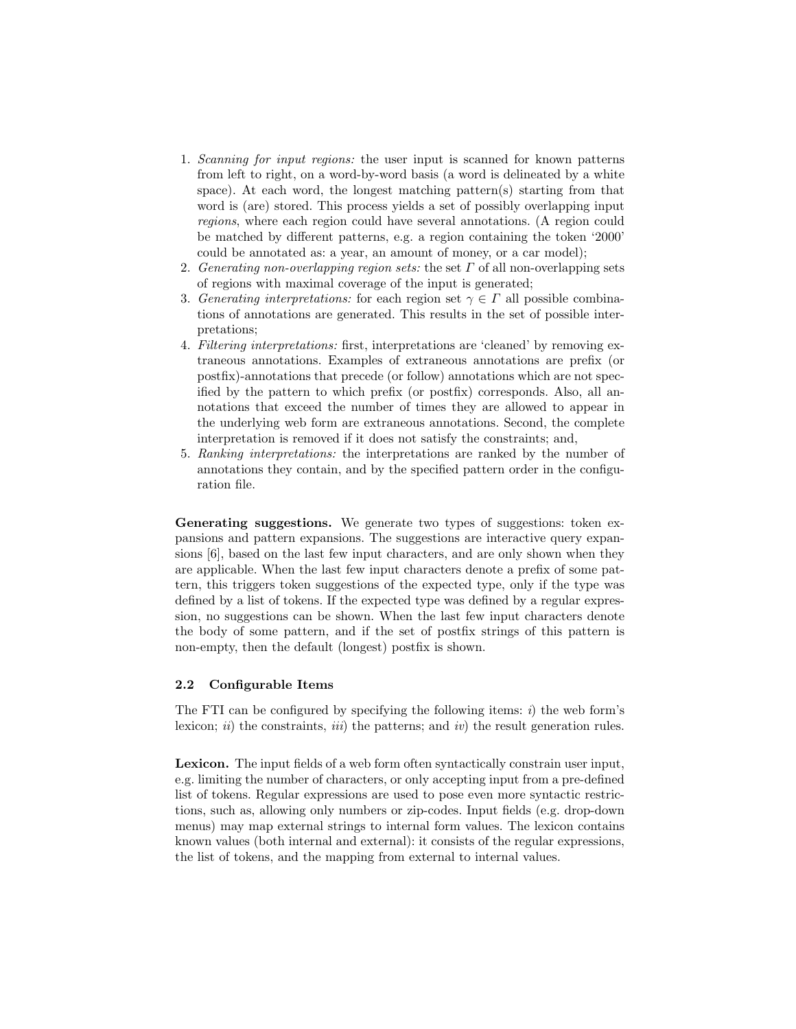1. *Scanning for input regions:* the user input is scanned for known patterns from left to right, on a word-by-word basis (a word is delineated by a white space). At each word, the longest matching pattern(s) starting from that word is (are) stored. This process yields a set of possibly overlapping input *regions*, where each region could have several annotations. (A region could be matched by different patterns, e.g. a region containing the token '2000' could be annotated as: a year, an amount of money, or a car model);
2. *Generating non-overlapping region sets:* the set $\Gamma$ of all non-overlapping sets of regions with maximal coverage of the input is generated;
3. *Generating interpretations:* for each region set $\gamma \in \Gamma$ all possible combinations of annotations are generated. This results in the set of possible interpretations;
4. *Filtering interpretations:* first, interpretations are 'cleaned' by removing extraneous annotations. Examples of extraneous annotations are prefix (or postfix)-annotations that precede (or follow) annotations which are not specified by the pattern to which prefix (or postfix) corresponds. Also, all annotations that exceed the number of times they are allowed to appear in the underlying web form are extraneous annotations. Second, the complete interpretation is removed if it does not satisfy the constraints; and,
5. *Ranking interpretations:* the interpretations are ranked by the number of annotations they contain, and by the specified pattern order in the configuration file.

**Generating suggestions.** We generate two types of suggestions: token expansions and pattern expansions. The suggestions are interactive query expansions [6], based on the last few input characters, and are only shown when they are applicable. When the last few input characters denote a prefix of some pattern, this triggers token suggestions of the expected type, only if the type was defined by a list of tokens. If the expected type was defined by a regular expression, no suggestions can be shown. When the last few input characters denote the body of some pattern, and if the set of postfix strings of this pattern is non-empty, then the default (longest) postfix is shown.

### 2.2 Configurable Items

The FTI can be configured by specifying the following items: *i*) the web form's lexicon; *ii*) the constraints, *iii*) the patterns; and *iv*) the result generation rules.

**Lexicon.** The input fields of a web form often syntactically constrain user input, e.g. limiting the number of characters, or only accepting input from a pre-defined list of tokens. Regular expressions are used to pose even more syntactic restrictions, such as, allowing only numbers or zip-codes. Input fields (e.g. drop-down menus) may map external strings to internal form values. The lexicon contains known values (both internal and external): it consists of the regular expressions, the list of tokens, and the mapping from external to internal values.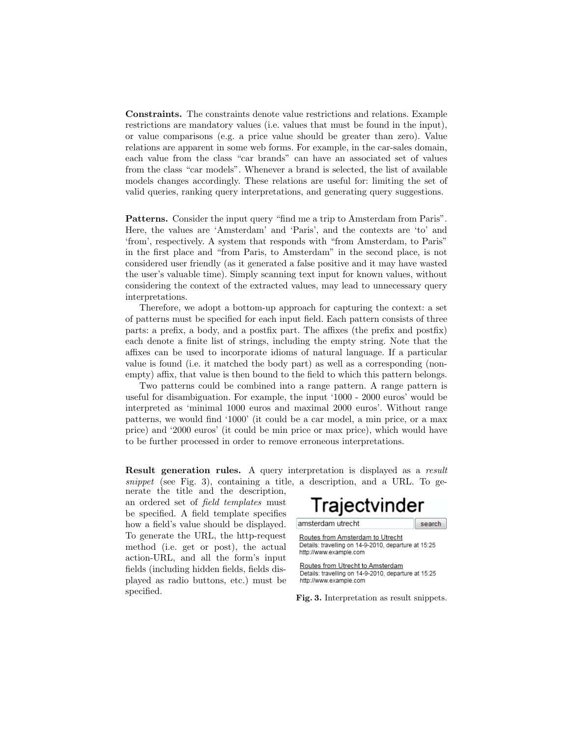**Constraints.** The constraints denote value restrictions and relations. Example restrictions are mandatory values (i.e. values that must be found in the input), or value comparisons (e.g. a price value should be greater than zero). Value relations are apparent in some web forms. For example, in the car-sales domain, each value from the class "car brands" can have an associated set of values from the class "car models". Whenever a brand is selected, the list of available models changes accordingly. These relations are useful for: limiting the set of valid queries, ranking query interpretations, and generating query suggestions.

**Patterns.** Consider the input query "find me a trip to Amsterdam from Paris". Here, the values are 'Amsterdam' and 'Paris', and the contexts are 'to' and 'from', respectively. A system that responds with "from Amsterdam, to Paris" in the first place and "from Paris, to Amsterdam" in the second place, is not considered user friendly (as it generated a false positive and it may have wasted the user's valuable time). Simply scanning text input for known values, without considering the context of the extracted values, may lead to unnecessary query interpretations.

Therefore, we adopt a bottom-up approach for capturing the context: a set of patterns must be specified for each input field. Each pattern consists of three parts: a prefix, a body, and a postfix part. The affixes (the prefix and postfix) each denote a finite list of strings, including the empty string. Note that the affixes can be used to incorporate idioms of natural language. If a particular value is found (i.e. it matched the body part) as well as a corresponding (non-empty) affix, that value is then bound to the field to which this pattern belongs.

Two patterns could be combined into a range pattern. A range pattern is useful for disambiguation. For example, the input '1000 - 2000 euros' would be interpreted as 'minimal 1000 euros and maximal 2000 euros'. Without range patterns, we would find '1000' (it could be a car model, a min price, or a max price) and '2000 euros' (it could be min price or max price), which would have to be further processed in order to remove erroneous interpretations.

**Result generation rules.** A query interpretation is displayed as a *result snippet* (see Fig. 3), containing a title, a description, and a URL. To generate the title and the description, an ordered set of *field templates* must be specified. A field template specifies how a field's value should be displayed. To generate the URL, the http-request method (i.e. get or post), the actual action-URL, and all the form's input fields (including hidden fields, fields displayed as radio buttons, etc.) must be specified.

Trajectvinder

amsterdam utrecht

search

Routes from Amsterdam to Utrecht
Details: travelling on 14-9-2010, departure at 15:25
http://www.example.com

Routes from Utrecht to Amsterdam
Details: travelling on 14-9-2010, departure at 15:25
http://www.example.com

**Fig. 3.** Interpretation as result snippets.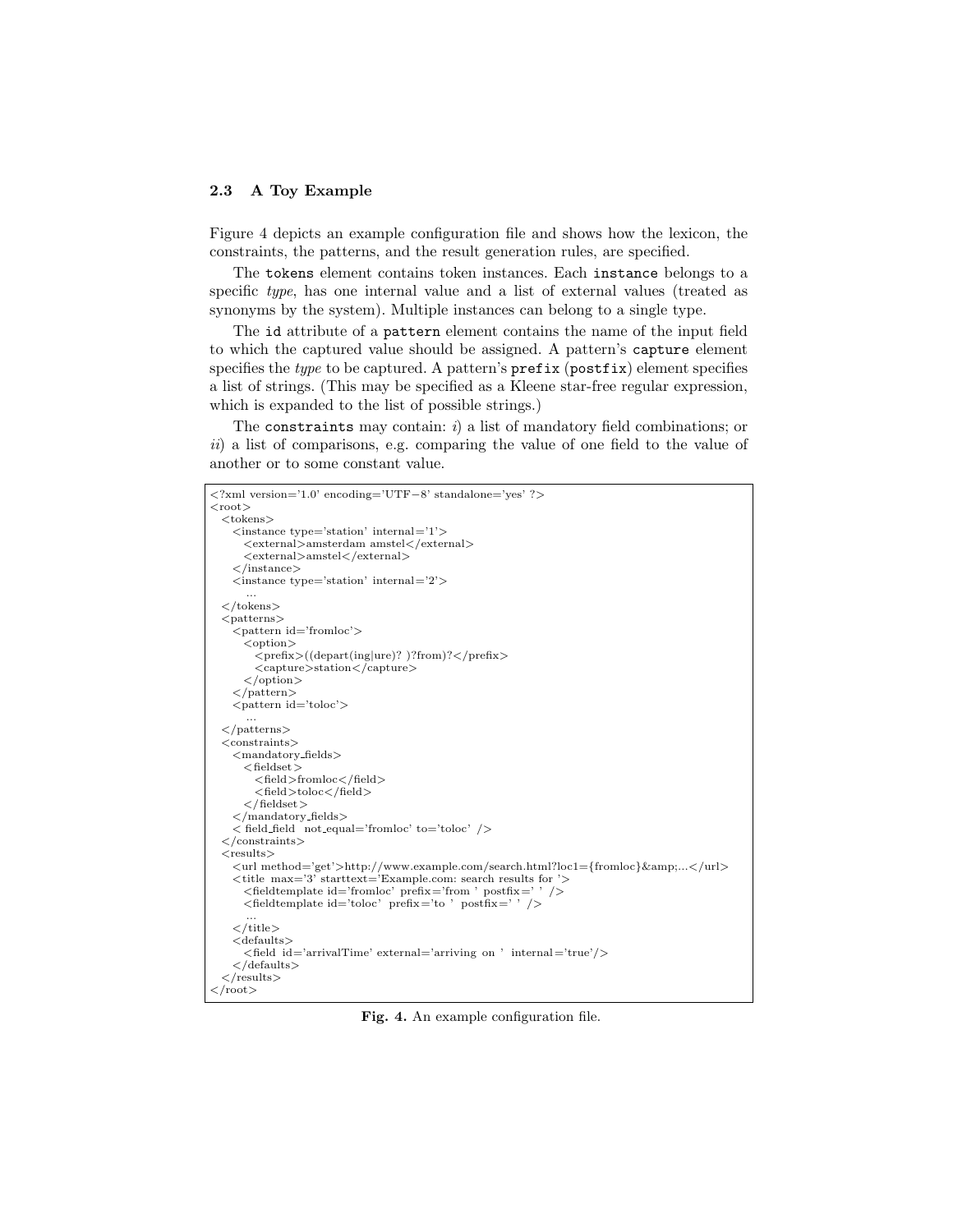### 2.3 A Toy Example

Figure 4 depicts an example configuration file and shows how the lexicon, the constraints, the patterns, and the result generation rules, are specified.

The `tokens` element contains token instances. Each `instance` belongs to a specific *type*, has one internal value and a list of external values (treated as synonyms by the system). Multiple instances can belong to a single type.

The `id` attribute of a `pattern` element contains the name of the input field to which the captured value should be assigned. A pattern's `capture` element specifies the *type* to be captured. A pattern's `prefix` (`postfix`) element specifies a list of strings. (This may be specified as a Kleene star-free regular expression, which is expanded to the list of possible strings.)

The `constraints` may contain: *i*) a list of mandatory field combinations; or *ii*) a list of comparisons, e.g. comparing the value of one field to the value of another or to some constant value.

```
<?xml version='1.0' encoding='UTF-8' standalone='yes' ?>
<root>
  <tokens>
    <instance type='station' internal='1'>
      <external>amsterdam amstel</external>
      <external>amstel</external>
    </instance>
    <instance type='station' internal='2'>
      ...
  </tokens>
  <patterns>
    <pattern id='fromloc'>
      <option>
        <prefix>((depart(ing|ure)? )?from)?</prefix>
        <capture>station</capture>
      </option>
    </pattern>
    <pattern id='toloc'>
      ...
  </patterns>
  <constraints>
    <mandatory_fields>
      <fieldset>
        <field>fromloc</field>
        <field>toloc</field>
      </fieldset>
    </mandatory_fields>
    < field_field  not_equal='fromloc' to='toloc' />
  </constraints>
  <results>
    <url method='get'>http://www.example.com/search.html?loc1={fromloc}&amp;...</url>
    <title  max='3' starttext='Example.com: search results for '>
      <fieldtemplate id='fromloc' prefix='from ' postfix=' ' />
      <fieldtemplate id='toloc'  prefix='to '  postfix=' ' />
      ...
    </title>
    <defaults>
      <field  id='arrivalTime' external='arriving on '  internal='true'/>
    </defaults>
  </results>
</root>
```

**Fig. 4.** An example configuration file.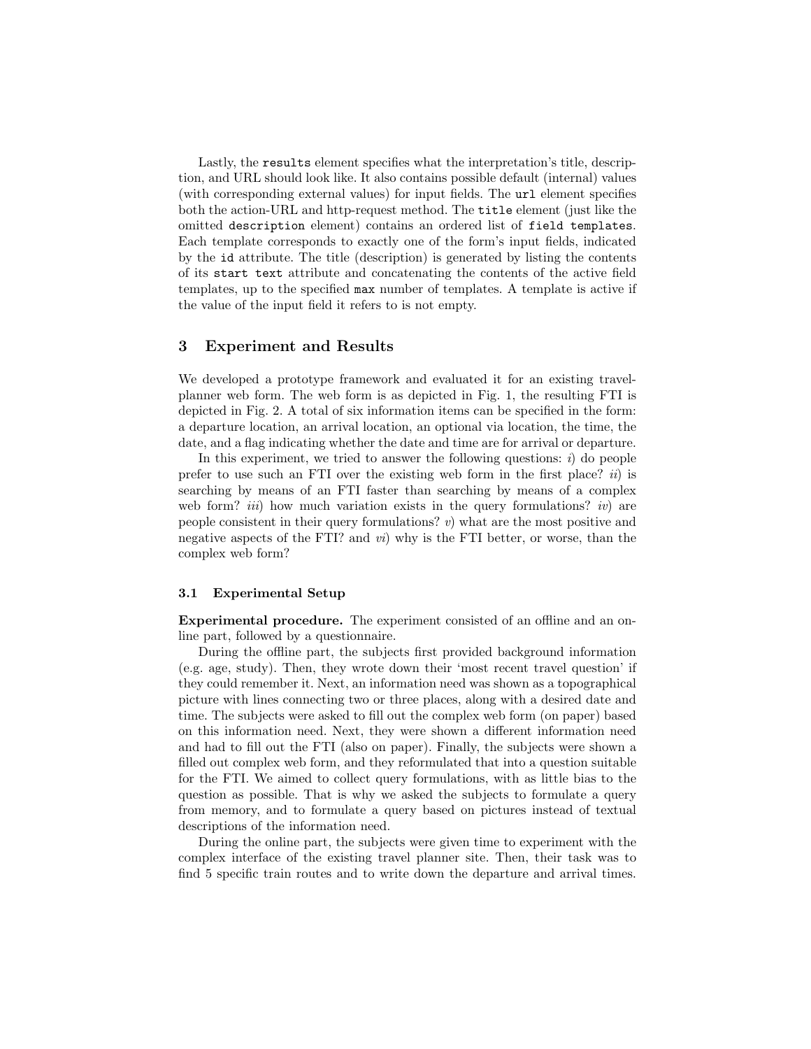Lastly, the `results` element specifies what the interpretation's title, description, and URL should look like. It also contains possible default (internal) values (with corresponding external values) for input fields. The `url` element specifies both the action-URL and http-request method. The `title` element (just like the omitted `description` element) contains an ordered list of `field templates`. Each template corresponds to exactly one of the form's input fields, indicated by the `id` attribute. The title (description) is generated by listing the contents of its `start text` attribute and concatenating the contents of the active field templates, up to the specified `max` number of templates. A template is active if the value of the input field it refers to is not empty.

## 3 Experiment and Results

We developed a prototype framework and evaluated it for an existing travel-planner web form. The web form is as depicted in Fig. 1, the resulting FTI is depicted in Fig. 2. A total of six information items can be specified in the form: a departure location, an arrival location, an optional via location, the time, the date, and a flag indicating whether the date and time are for arrival or departure.

In this experiment, we tried to answer the following questions: *i*) do people prefer to use such an FTI over the existing web form in the first place? *ii*) is searching by means of an FTI faster than searching by means of a complex web form? *iii*) how much variation exists in the query formulations? *iv*) are people consistent in their query formulations? *v*) what are the most positive and negative aspects of the FTI? and *vi*) why is the FTI better, or worse, than the complex web form?

### 3.1 Experimental Setup

**Experimental procedure.** The experiment consisted of an offline and an online part, followed by a questionnaire.

During the offline part, the subjects first provided background information (e.g. age, study). Then, they wrote down their 'most recent travel question' if they could remember it. Next, an information need was shown as a topographical picture with lines connecting two or three places, along with a desired date and time. The subjects were asked to fill out the complex web form (on paper) based on this information need. Next, they were shown a different information need and had to fill out the FTI (also on paper). Finally, the subjects were shown a filled out complex web form, and they reformulated that into a question suitable for the FTI. We aimed to collect query formulations, with as little bias to the question as possible. That is why we asked the subjects to formulate a query from memory, and to formulate a query based on pictures instead of textual descriptions of the information need.

During the online part, the subjects were given time to experiment with the complex interface of the existing travel planner site. Then, their task was to find 5 specific train routes and to write down the departure and arrival times.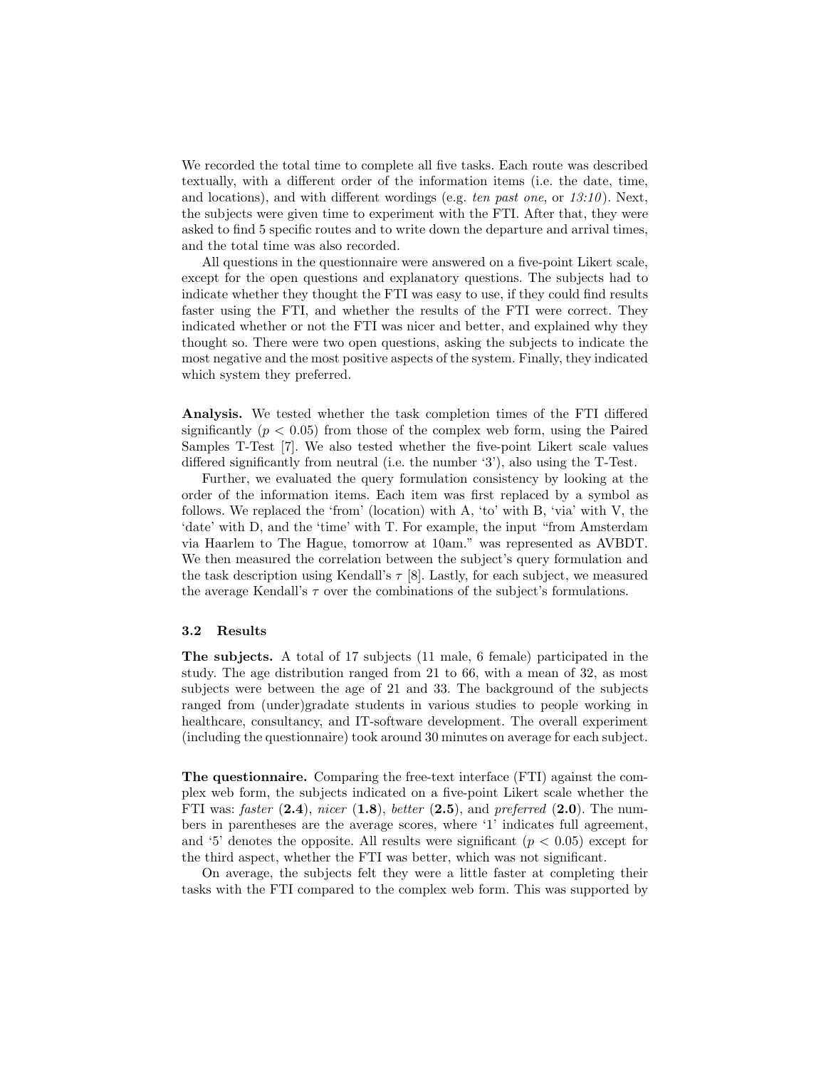We recorded the total time to complete all five tasks. Each route was described textually, with a different order of the information items (i.e. the date, time, and locations), and with different wordings (e.g. *ten past one*, or *13:10*). Next, the subjects were given time to experiment with the FTI. After that, they were asked to find 5 specific routes and to write down the departure and arrival times, and the total time was also recorded.

All questions in the questionnaire were answered on a five-point Likert scale, except for the open questions and explanatory questions. The subjects had to indicate whether they thought the FTI was easy to use, if they could find results faster using the FTI, and whether the results of the FTI were correct. They indicated whether or not the FTI was nicer and better, and explained why they thought so. There were two open questions, asking the subjects to indicate the most negative and the most positive aspects of the system. Finally, they indicated which system they preferred.

**Analysis.** We tested whether the task completion times of the FTI differed significantly ($p < 0.05$) from those of the complex web form, using the Paired Samples T-Test [7]. We also tested whether the five-point Likert scale values differed significantly from neutral (i.e. the number '3'), also using the T-Test.

Further, we evaluated the query formulation consistency by looking at the order of the information items. Each item was first replaced by a symbol as follows. We replaced the 'from' (location) with A, 'to' with B, 'via' with V, the 'date' with D, and the 'time' with T. For example, the input "from Amsterdam via Haarlem to The Hague, tomorrow at 10am." was represented as AVBDT. We then measured the correlation between the subject's query formulation and the task description using Kendall's $\tau$ [8]. Lastly, for each subject, we measured the average Kendall's $\tau$ over the combinations of the subject's formulations.

### 3.2 Results

**The subjects.** A total of 17 subjects (11 male, 6 female) participated in the study. The age distribution ranged from 21 to 66, with a mean of 32, as most subjects were between the age of 21 and 33. The background of the subjects ranged from (under)gradate students in various studies to people working in healthcare, consultancy, and IT-software development. The overall experiment (including the questionnaire) took around 30 minutes on average for each subject.

**The questionnaire.** Comparing the free-text interface (FTI) against the complex web form, the subjects indicated on a five-point Likert scale whether the FTI was: *faster* (**2.4**), *nicer* (**1.8**), *better* (**2.5**), and *preferred* (**2.0**). The numbers in parentheses are the average scores, where '1' indicates full agreement, and '5' denotes the opposite. All results were significant ($p < 0.05$) except for the third aspect, whether the FTI was better, which was not significant.

On average, the subjects felt they were a little faster at completing their tasks with the FTI compared to the complex web form. This was supported by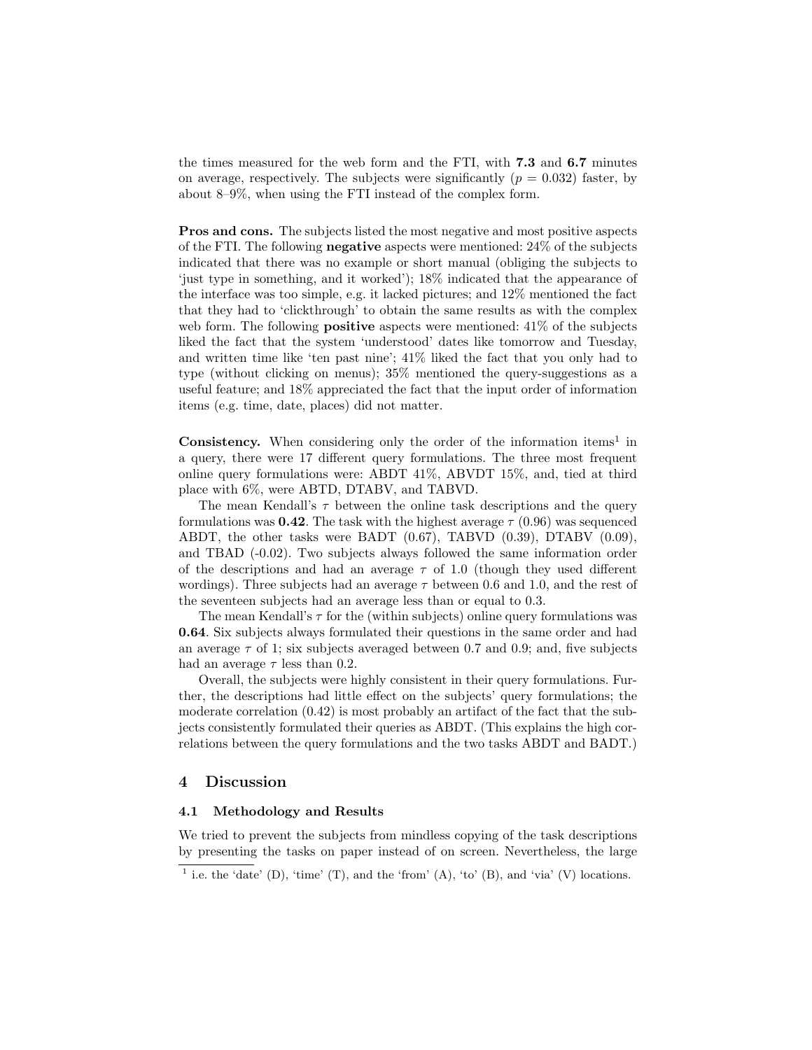the times measured for the web form and the FTI, with **7.3** and **6.7** minutes on average, respectively. The subjects were significantly ($p = 0.032$) faster, by about 8–9%, when using the FTI instead of the complex form.

**Pros and cons.** The subjects listed the most negative and most positive aspects of the FTI. The following **negative** aspects were mentioned: 24% of the subjects indicated that there was no example or short manual (obliging the subjects to 'just type in something, and it worked'); 18% indicated that the appearance of the interface was too simple, e.g. it lacked pictures; and 12% mentioned the fact that they had to 'clickthrough' to obtain the same results as with the complex web form. The following **positive** aspects were mentioned: 41% of the subjects liked the fact that the system 'understood' dates like tomorrow and Tuesday, and written time like 'ten past nine'; 41% liked the fact that you only had to type (without clicking on menus); 35% mentioned the query-suggestions as a useful feature; and 18% appreciated the fact that the input order of information items (e.g. time, date, places) did not matter.

**Consistency.** When considering only the order of the information items[1] in a query, there were 17 different query formulations. The three most frequent online query formulations were: ABDT 41%, ABVDT 15%, and, tied at third place with 6%, were ABTD, DTABV, and TABVD.

The mean Kendall's $\tau$ between the online task descriptions and the query formulations was **0.42**. The task with the highest average $\tau$ (0.96) was sequenced ABDT, the other tasks were BADT (0.67), TABVD (0.39), DTABV (0.09), and TBAD (-0.02). Two subjects always followed the same information order of the descriptions and had an average $\tau$ of 1.0 (though they used different wordings). Three subjects had an average $\tau$ between 0.6 and 1.0, and the rest of the seventeen subjects had an average less than or equal to 0.3.

The mean Kendall's $\tau$ for the (within subjects) online query formulations was **0.64**. Six subjects always formulated their questions in the same order and had an average $\tau$ of 1; six subjects averaged between 0.7 and 0.9; and, five subjects had an average $\tau$ less than 0.2.

Overall, the subjects were highly consistent in their query formulations. Further, the descriptions had little effect on the subjects' query formulations; the moderate correlation (0.42) is most probably an artifact of the fact that the subjects consistently formulated their queries as ABDT. (This explains the high correlations between the query formulations and the two tasks ABDT and BADT.)

## 4 Discussion

### 4.1 Methodology and Results

We tried to prevent the subjects from mindless copying of the task descriptions by presenting the tasks on paper instead of on screen. Nevertheless, the large

[1] i.e. the 'date' (D), 'time' (T), and the 'from' (A), 'to' (B), and 'via' (V) locations.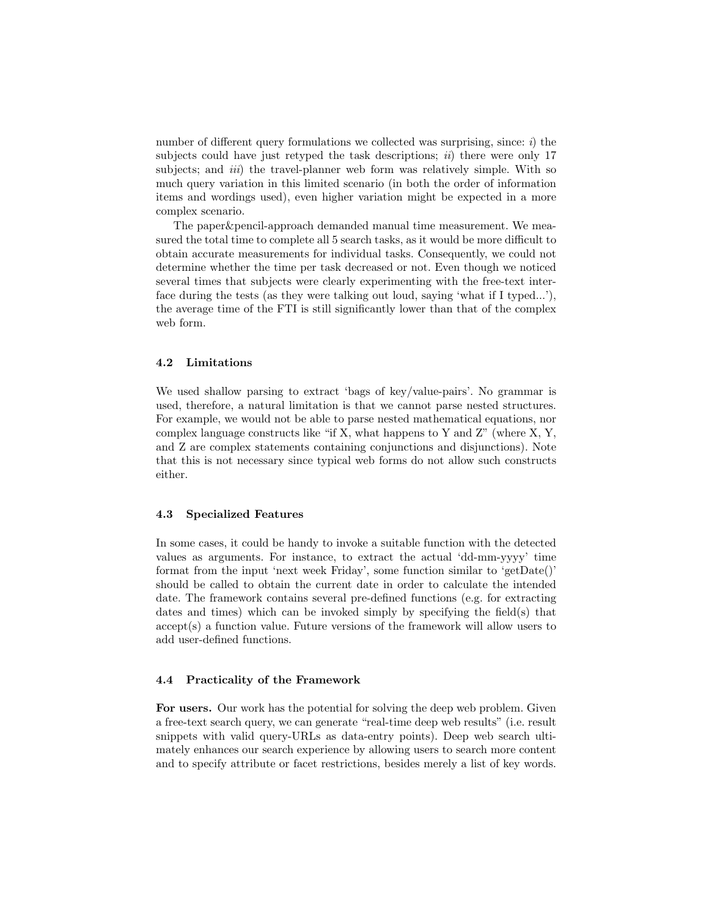number of different query formulations we collected was surprising, since: *i*) the subjects could have just retyped the task descriptions; *ii*) there were only 17 subjects; and *iii*) the travel-planner web form was relatively simple. With so much query variation in this limited scenario (in both the order of information items and wordings used), even higher variation might be expected in a more complex scenario.

The paper&pencil-approach demanded manual time measurement. We measured the total time to complete all 5 search tasks, as it would be more difficult to obtain accurate measurements for individual tasks. Consequently, we could not determine whether the time per task decreased or not. Even though we noticed several times that subjects were clearly experimenting with the free-text interface during the tests (as they were talking out loud, saying 'what if I typed...'), the average time of the FTI is still significantly lower than that of the complex web form.

### 4.2 Limitations

We used shallow parsing to extract 'bags of key/value-pairs'. No grammar is used, therefore, a natural limitation is that we cannot parse nested structures. For example, we would not be able to parse nested mathematical equations, nor complex language constructs like "if X, what happens to Y and Z" (where X, Y, and Z are complex statements containing conjunctions and disjunctions). Note that this is not necessary since typical web forms do not allow such constructs either.

### 4.3 Specialized Features

In some cases, it could be handy to invoke a suitable function with the detected values as arguments. For instance, to extract the actual 'dd-mm-yyyy' time format from the input 'next week Friday', some function similar to 'getDate()' should be called to obtain the current date in order to calculate the intended date. The framework contains several pre-defined functions (e.g. for extracting dates and times) which can be invoked simply by specifying the field(s) that accept(s) a function value. Future versions of the framework will allow users to add user-defined functions.

### 4.4 Practicality of the Framework

**For users.** Our work has the potential for solving the deep web problem. Given a free-text search query, we can generate "real-time deep web results" (i.e. result snippets with valid query-URLs as data-entry points). Deep web search ultimately enhances our search experience by allowing users to search more content and to specify attribute or facet restrictions, besides merely a list of key words.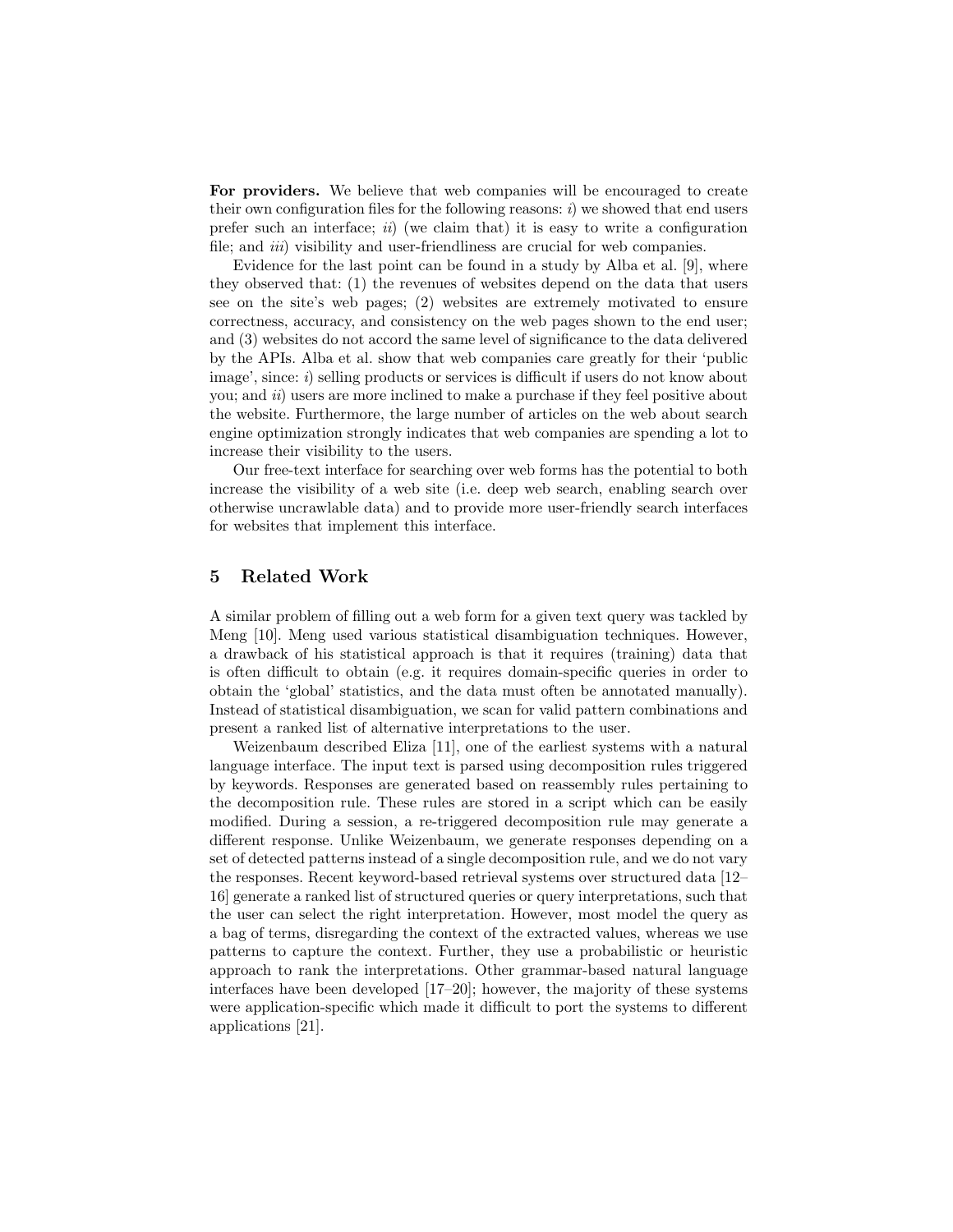**For providers.** We believe that web companies will be encouraged to create their own configuration files for the following reasons: *i*) we showed that end users prefer such an interface; *ii*) (we claim that) it is easy to write a configuration file; and *iii*) visibility and user-friendliness are crucial for web companies.

Evidence for the last point can be found in a study by Alba et al. [9], where they observed that: (1) the revenues of websites depend on the data that users see on the site's web pages; (2) websites are extremely motivated to ensure correctness, accuracy, and consistency on the web pages shown to the end user; and (3) websites do not accord the same level of significance to the data delivered by the APIs. Alba et al. show that web companies care greatly for their 'public image', since: *i*) selling products or services is difficult if users do not know about you; and *ii*) users are more inclined to make a purchase if they feel positive about the website. Furthermore, the large number of articles on the web about search engine optimization strongly indicates that web companies are spending a lot to increase their visibility to the users.

Our free-text interface for searching over web forms has the potential to both increase the visibility of a web site (i.e. deep web search, enabling search over otherwise uncrawlable data) and to provide more user-friendly search interfaces for websites that implement this interface.

## 5 Related Work

A similar problem of filling out a web form for a given text query was tackled by Meng [10]. Meng used various statistical disambiguation techniques. However, a drawback of his statistical approach is that it requires (training) data that is often difficult to obtain (e.g. it requires domain-specific queries in order to obtain the 'global' statistics, and the data must often be annotated manually). Instead of statistical disambiguation, we scan for valid pattern combinations and present a ranked list of alternative interpretations to the user.

Weizenbaum described Eliza [11], one of the earliest systems with a natural language interface. The input text is parsed using decomposition rules triggered by keywords. Responses are generated based on reassembly rules pertaining to the decomposition rule. These rules are stored in a script which can be easily modified. During a session, a re-triggered decomposition rule may generate a different response. Unlike Weizenbaum, we generate responses depending on a set of detected patterns instead of a single decomposition rule, and we do not vary the responses. Recent keyword-based retrieval systems over structured data [12–16] generate a ranked list of structured queries or query interpretations, such that the user can select the right interpretation. However, most model the query as a bag of terms, disregarding the context of the extracted values, whereas we use patterns to capture the context. Further, they use a probabilistic or heuristic approach to rank the interpretations. Other grammar-based natural language interfaces have been developed [17–20]; however, the majority of these systems were application-specific which made it difficult to port the systems to different applications [21].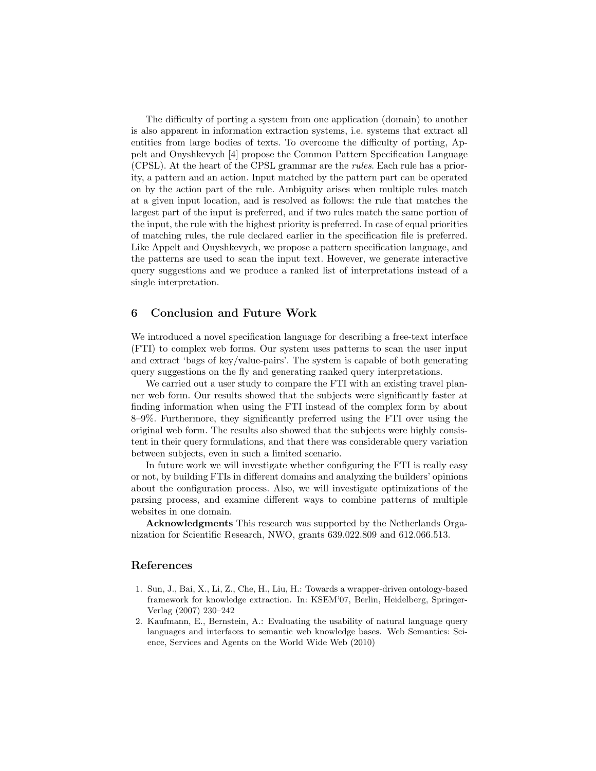The difficulty of porting a system from one application (domain) to another is also apparent in information extraction systems, i.e. systems that extract all entities from large bodies of texts. To overcome the difficulty of porting, Appelt and Onyshkevych [4] propose the Common Pattern Specification Language (CPSL). At the heart of the CPSL grammar are the *rules*. Each rule has a priority, a pattern and an action. Input matched by the pattern part can be operated on by the action part of the rule. Ambiguity arises when multiple rules match at a given input location, and is resolved as follows: the rule that matches the largest part of the input is preferred, and if two rules match the same portion of the input, the rule with the highest priority is preferred. In case of equal priorities of matching rules, the rule declared earlier in the specification file is preferred. Like Appelt and Onyshkevych, we propose a pattern specification language, and the patterns are used to scan the input text. However, we generate interactive query suggestions and we produce a ranked list of interpretations instead of a single interpretation.

## 6 Conclusion and Future Work

We introduced a novel specification language for describing a free-text interface (FTI) to complex web forms. Our system uses patterns to scan the user input and extract 'bags of key/value-pairs'. The system is capable of both generating query suggestions on the fly and generating ranked query interpretations.

We carried out a user study to compare the FTI with an existing travel planner web form. Our results showed that the subjects were significantly faster at finding information when using the FTI instead of the complex form by about 8–9%. Furthermore, they significantly preferred using the FTI over using the original web form. The results also showed that the subjects were highly consistent in their query formulations, and that there was considerable query variation between subjects, even in such a limited scenario.

In future work we will investigate whether configuring the FTI is really easy or not, by building FTIs in different domains and analyzing the builders' opinions about the configuration process. Also, we will investigate optimizations of the parsing process, and examine different ways to combine patterns of multiple websites in one domain.

**Acknowledgments** This research was supported by the Netherlands Organization for Scientific Research, NWO, grants 639.022.809 and 612.066.513.

## References

1. Sun, J., Bai, X., Li, Z., Che, H., Liu, H.: Towards a wrapper-driven ontology-based framework for knowledge extraction. In: KSEM'07, Berlin, Heidelberg, Springer-Verlag (2007) 230–242
2. Kaufmann, E., Bernstein, A.: Evaluating the usability of natural language query languages and interfaces to semantic web knowledge bases. Web Semantics: Science, Services and Agents on the World Wide Web (2010)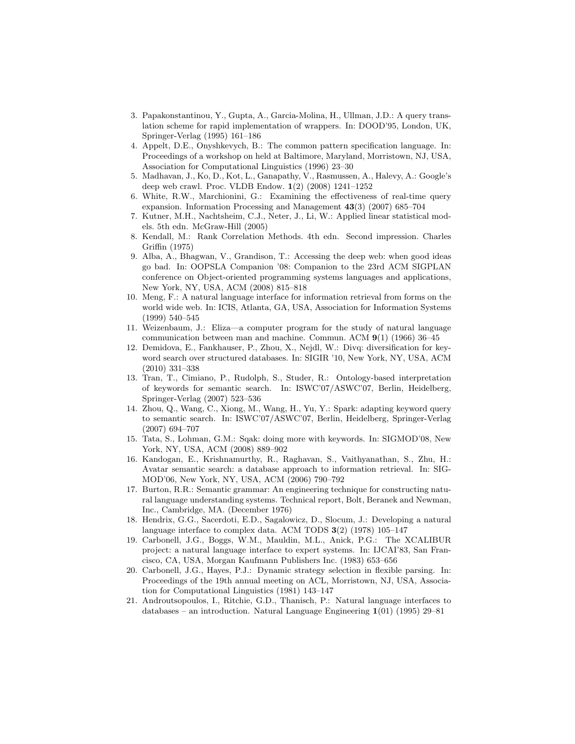3. Papakonstantinou, Y., Gupta, A., Garcia-Molina, H., Ullman, J.D.: A query translation scheme for rapid implementation of wrappers. In: DOOD'95, London, UK, Springer-Verlag (1995) 161–186
4. Appelt, D.E., Onyshkevych, B.: The common pattern specification language. In: Proceedings of a workshop on held at Baltimore, Maryland, Morristown, NJ, USA, Association for Computational Linguistics (1996) 23–30
5. Madhavan, J., Ko, D., Kot, L., Ganapathy, V., Rasmussen, A., Halevy, A.: Google's deep web crawl. Proc. VLDB Endow. **1**(2) (2008) 1241–1252
6. White, R.W., Marchionini, G.: Examining the effectiveness of real-time query expansion. Information Processing and Management **43**(3) (2007) 685–704
7. Kutner, M.H., Nachtsheim, C.J., Neter, J., Li, W.: Applied linear statistical models. 5th edn. McGraw-Hill (2005)
8. Kendall, M.: Rank Correlation Methods. 4th edn. Second impression. Charles Griffin (1975)
9. Alba, A., Bhagwan, V., Grandison, T.: Accessing the deep web: when good ideas go bad. In: OOPSLA Companion '08: Companion to the 23rd ACM SIGPLAN conference on Object-oriented programming systems languages and applications, New York, NY, USA, ACM (2008) 815–818
10. Meng, F.: A natural language interface for information retrieval from forms on the world wide web. In: ICIS, Atlanta, GA, USA, Association for Information Systems (1999) 540–545
11. Weizenbaum, J.: Eliza—a computer program for the study of natural language communication between man and machine. Commun. ACM **9**(1) (1966) 36–45
12. Demidova, E., Fankhauser, P., Zhou, X., Nejdl, W.: Divq: diversification for keyword search over structured databases. In: SIGIR '10, New York, NY, USA, ACM (2010) 331–338
13. Tran, T., Cimiano, P., Rudolph, S., Studer, R.: Ontology-based interpretation of keywords for semantic search. In: ISWC'07/ASWC'07, Berlin, Heidelberg, Springer-Verlag (2007) 523–536
14. Zhou, Q., Wang, C., Xiong, M., Wang, H., Yu, Y.: Spark: adapting keyword query to semantic search. In: ISWC'07/ASWC'07, Berlin, Heidelberg, Springer-Verlag (2007) 694–707
15. Tata, S., Lohman, G.M.: Sqak: doing more with keywords. In: SIGMOD'08, New York, NY, USA, ACM (2008) 889–902
16. Kandogan, E., Krishnamurthy, R., Raghavan, S., Vaithyanathan, S., Zhu, H.: Avatar semantic search: a database approach to information retrieval. In: SIGMOD'06, New York, NY, USA, ACM (2006) 790–792
17. Burton, R.R.: Semantic grammar: An engineering technique for constructing natural language understanding systems. Technical report, Bolt, Beranek and Newman, Inc., Cambridge, MA. (December 1976)
18. Hendrix, G.G., Sacerdoti, E.D., Sagalowicz, D., Slocum, J.: Developing a natural language interface to complex data. ACM TODS **3**(2) (1978) 105–147
19. Carbonell, J.G., Boggs, W.M., Mauldin, M.L., Anick, P.G.: The XCALIBUR project: a natural language interface to expert systems. In: IJCAI'83, San Francisco, CA, USA, Morgan Kaufmann Publishers Inc. (1983) 653–656
20. Carbonell, J.G., Hayes, P.J.: Dynamic strategy selection in flexible parsing. In: Proceedings of the 19th annual meeting on ACL, Morristown, NJ, USA, Association for Computational Linguistics (1981) 143–147
21. Androutsopoulos, I., Ritchie, G.D., Thanisch, P.: Natural language interfaces to databases – an introduction. Natural Language Engineering **1**(01) (1995) 29–81